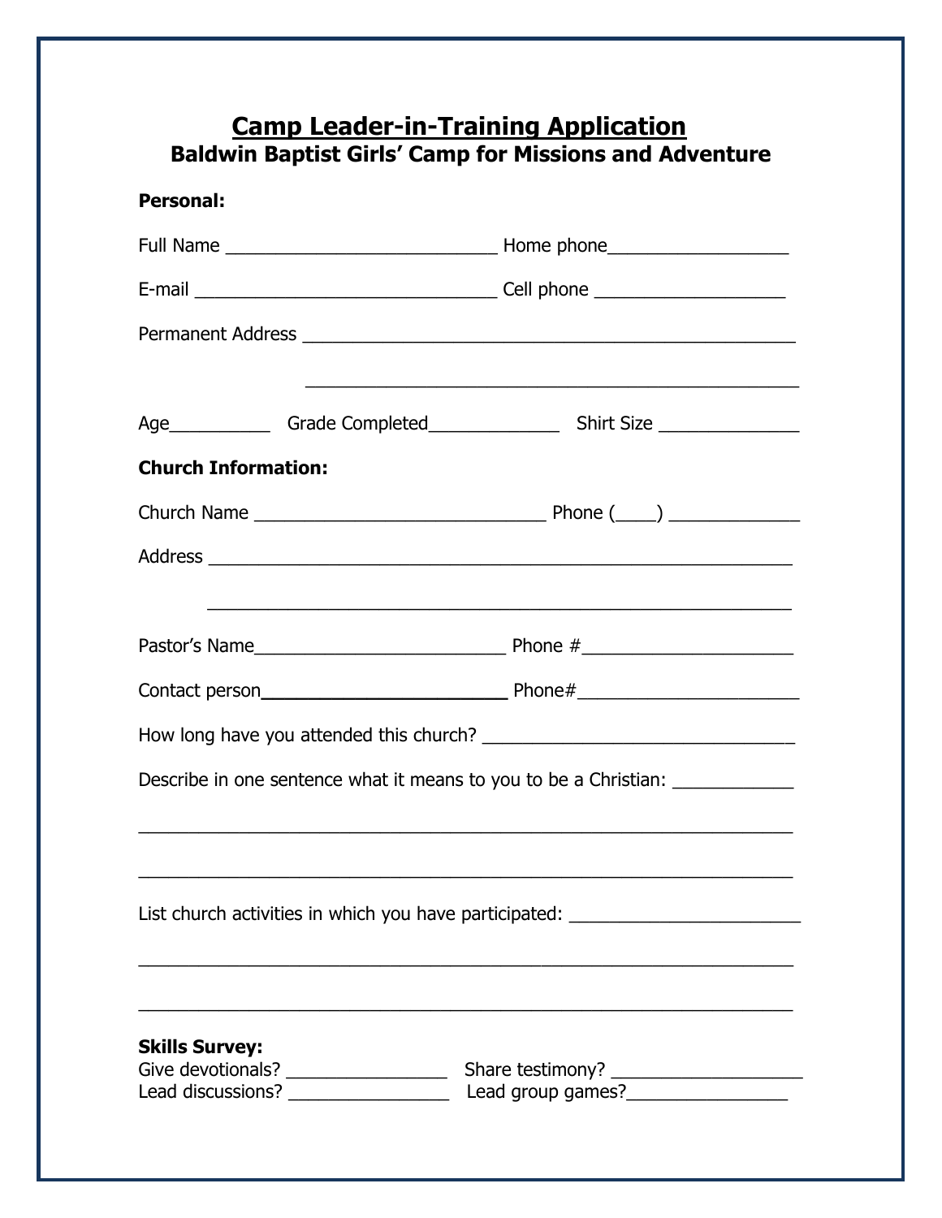# Camp Leader-in-Training Application

## Baldwin Baptist Girls' Camp for Missions and Adventure

**Personal:**

Full Name ___________________________ Home phone_________________

E-mail ______________________________ Cell phone __________________

Permanent Address _________________________________________________

_________________________________________________

Age__________ Grade Completed_____________ Shirt Size ______________

**Church Information:**

Church Name _____________________________ Phone (____) _____________

Address ___________________________________________________________

___________________________________________________________

Pastor's Name_________________________ Phone #_____________________

Contact person________________________ Phone#_____________________

How long have you attended this church? _______________________________

Describe in one sentence what it means to you to be a Christian: ____________

_________________________________________________________________

_________________________________________________________________

List church activities in which you have participated: _______________________

_________________________________________________________________

_________________________________________________________________

**Skills Survey:**

Give devotionals? ________________ Share testimony? ___________________

Lead discussions? ________________ Lead group games?________________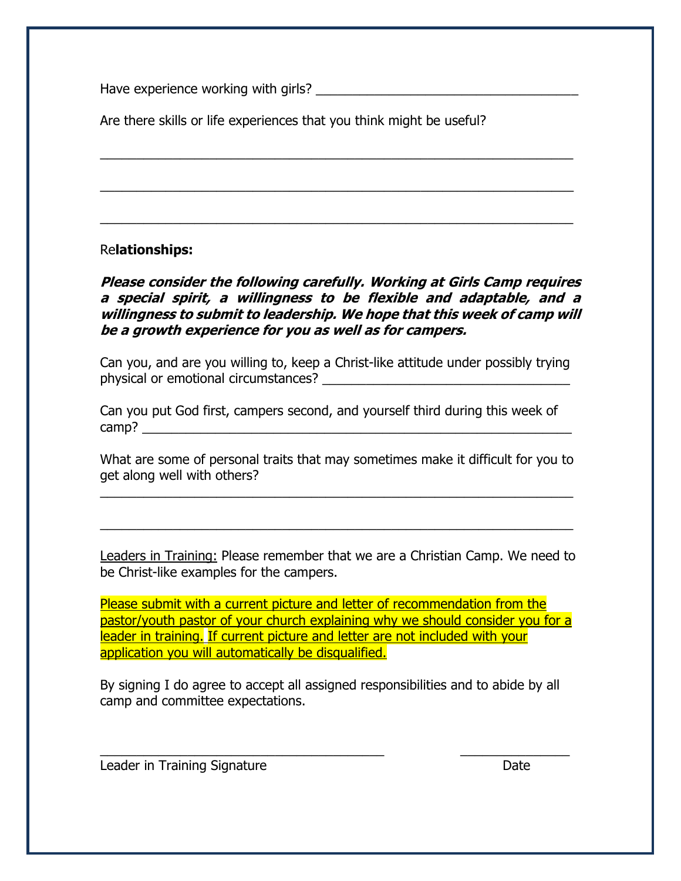Have experience working with girls? ____________________________________

Are there skills or life experiences that you think might be useful?

_________________________________________________________________

_________________________________________________________________

_________________________________________________________________

Re**lationships:**

***Please consider the following carefully. Working at Girls Camp requires a special spirit, a willingness to be flexible and adaptable, and a willingness to submit to leadership. We hope that this week of camp will be a growth experience for you as well as for campers.***

Can you, and are you willing to, keep a Christ-like attitude under possibly trying physical or emotional circumstances? ___________________________________

Can you put God first, campers second, and yourself third during this week of camp? ____________________________________________________________

What are some of personal traits that may sometimes make it difficult for you to get along well with others?

_________________________________________________________________

_________________________________________________________________

<u>Leaders in Training:</u> Please remember that we are a Christian Camp. We need to be Christ-like examples for the campers.

<u>Please submit with a current picture and letter of recommendation from the pastor/youth pastor of your church explaining why we should consider you for a leader in training. If current picture and letter are not included with your application you will automatically be disqualified.</u>

By signing I do agree to accept all assigned responsibilities and to abide by all camp and committee expectations.

________________________________________ _______________

Leader in Training Signature Date